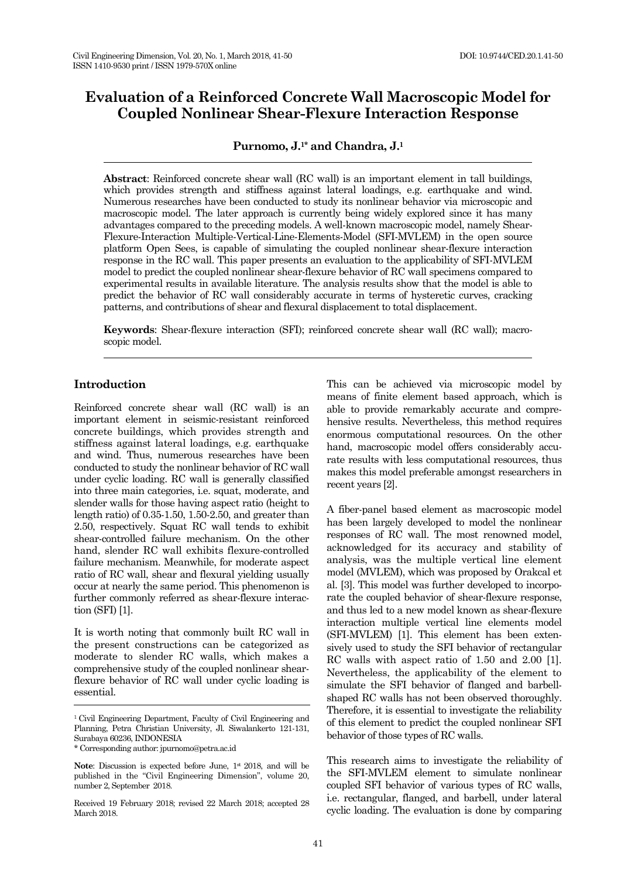# Evaluation of a Reinforced Concrete Wall Macroscopic Model for Coupled Nonlinear Shear-Flexure Interaction Response

**Purnomo, J.[1]* and Chandra, J.[1]**

**Abstract**: Reinforced concrete shear wall (RC wall) is an important element in tall buildings, which provides strength and stiffness against lateral loadings, e.g. earthquake and wind. Numerous researches have been conducted to study its nonlinear behavior via microscopic and macroscopic model. The later approach is currently being widely explored since it has many advantages compared to the preceding models. A well-known macroscopic model, namely Shear-Flexure-Interaction Multiple-Vertical-Line-Elements-Model (SFI-MVLEM) in the open source platform Open Sees, is capable of simulating the coupled nonlinear shear-flexure interaction response in the RC wall. This paper presents an evaluation to the applicability of SFI-MVLEM model to predict the coupled nonlinear shear-flexure behavior of RC wall specimens compared to experimental results in available literature. The analysis results show that the model is able to predict the behavior of RC wall considerably accurate in terms of hysteretic curves, cracking patterns, and contributions of shear and flexural displacement to total displacement.

**Keywords**: Shear-flexure interaction (SFI); reinforced concrete shear wall (RC wall); macroscopic model.

## Introduction

Reinforced concrete shear wall (RC wall) is an important element in seismic-resistant reinforced concrete buildings, which provides strength and stiffness against lateral loadings, e.g. earthquake and wind. Thus, numerous researches have been conducted to study the nonlinear behavior of RC wall under cyclic loading. RC wall is generally classified into three main categories, i.e. squat, moderate, and slender walls for those having aspect ratio (height to length ratio) of 0.35-1.50, 1.50-2.50, and greater than 2.50, respectively. Squat RC wall tends to exhibit shear-controlled failure mechanism. On the other hand, slender RC wall exhibits flexure-controlled failure mechanism. Meanwhile, for moderate aspect ratio of RC wall, shear and flexural yielding usually occur at nearly the same period. This phenomenon is further commonly referred as shear-flexure interaction (SFI) [1].

It is worth noting that commonly built RC wall in the present constructions can be categorized as moderate to slender RC walls, which makes a comprehensive study of the coupled nonlinear shear-flexure behavior of RC wall under cyclic loading is essential.

This can be achieved via microscopic model by means of finite element based approach, which is able to provide remarkably accurate and comprehensive results. Nevertheless, this method requires enormous computational resources. On the other hand, macroscopic model offers considerably accurate results with less computational resources, thus makes this model preferable amongst researchers in recent years [2].

A fiber-panel based element as macroscopic model has been largely developed to model the nonlinear responses of RC wall. The most renowned model, acknowledged for its accuracy and stability of analysis, was the multiple vertical line element model (MVLEM), which was proposed by Orakcal et al. [3]. This model was further developed to incorporate the coupled behavior of shear-flexure response, and thus led to a new model known as shear-flexure interaction multiple vertical line elements model (SFI-MVLEM) [1]. This element has been extensively used to study the SFI behavior of rectangular RC walls with aspect ratio of 1.50 and 2.00 [1]. Nevertheless, the applicability of the element to simulate the SFI behavior of flanged and barbell-shaped RC walls has not been observed thoroughly. Therefore, it is essential to investigate the reliability of this element to predict the coupled nonlinear SFI behavior of those types of RC walls.

This research aims to investigate the reliability of the SFI-MVLEM element to simulate nonlinear coupled SFI behavior of various types of RC walls, i.e. rectangular, flanged, and barbell, under lateral cyclic loading. The evaluation is done by comparing

---

[1] Civil Engineering Department, Faculty of Civil Engineering and Planning, Petra Christian University, Jl. Siwalankerto 121-131, Surabaya 60236, INDONESIA

\* Corresponding author: jpurnomo@petra.ac.id

**Note**: Discussion is expected before June, 1st 2018, and will be published in the "Civil Engineering Dimension", volume 20, number 2, September 2018.

Received 19 February 2018; revised 22 March 2018; accepted 28 March 2018.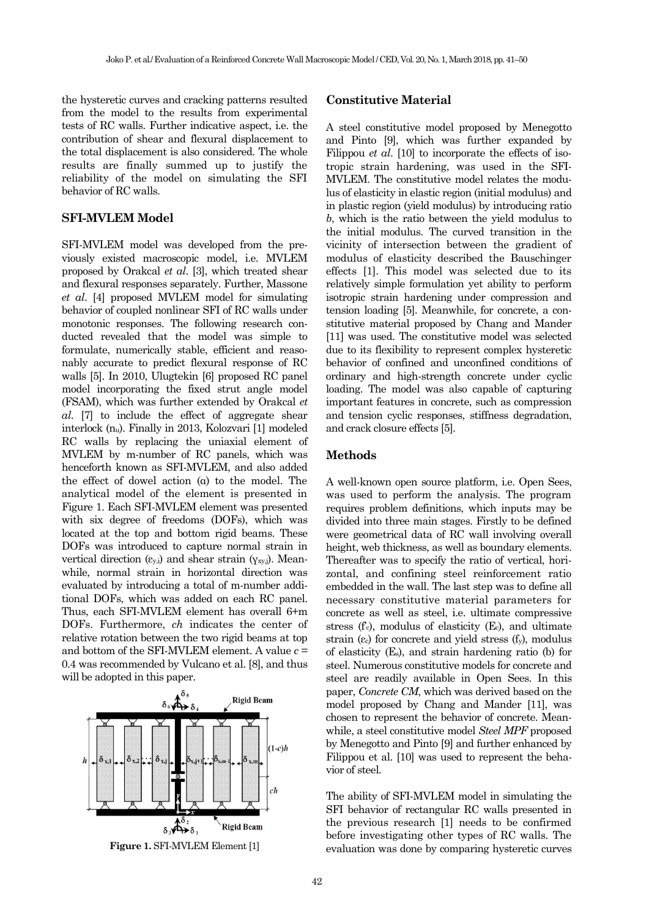the hysteretic curves and cracking patterns resulted from the model to the results from experimental tests of RC walls. Further indicative aspect, i.e. the contribution of shear and flexural displacement to the total displacement is also considered. The whole results are finally summed up to justify the reliability of the model on simulating the SFI behavior of RC walls.

## SFI-MVLEM Model

SFI-MVLEM model was developed from the previously existed macroscopic model, i.e. MVLEM proposed by Orakcal *et al*. [3], which treated shear and flexural responses separately. Further, Massone *et al*. [4] proposed MVLEM model for simulating behavior of coupled nonlinear SFI of RC walls under monotonic responses. The following research conducted revealed that the model was simple to formulate, numerically stable, efficient and reasonably accurate to predict flexural response of RC walls [5]. In 2010, Ulugtekin [6] proposed RC panel model incorporating the fixed strut angle model (FSAM), which was further extended by Orakcal *et al*. [7] to include the effect of aggregate shear interlock ($n_u$). Finally in 2013, Kolozvari [1] modeled RC walls by replacing the uniaxial element of MVLEM by m-number of RC panels, which was henceforth known as SFI-MVLEM, and also added the effect of dowel action ($\alpha$) to the model. The analytical model of the element is presented in Figure 1. Each SFI-MVLEM element was presented with six degree of freedoms (DOFs), which was located at the top and bottom rigid beams. These DOFs was introduced to capture normal strain in vertical direction ($\varepsilon_{y,j}$) and shear strain ($\gamma_{xy,j}$). Meanwhile, normal strain in horizontal direction was evaluated by introducing a total of m-number additional DOFs, which was added on each RC panel. Thus, each SFI-MVLEM element has overall 6+m DOFs. Furthermore, *ch* indicates the center of relative rotation between the two rigid beams at top and bottom of the SFI-MVLEM element. A value $c$ = 0.4 was recommended by Vulcano et al. [8], and thus will be adopted in this paper.

$\delta_5$ $\delta_6$ $\delta_4$ Rigid Beam $h$ $\delta_{x,1}$ $\delta_{x,2}$ $\delta_{x,j}$ $\delta_{x,j+1}$ $\delta_{x,m-1}$ $\delta_{x,m}$ $(1-c)h$ $ch$ $y$ $x$ $\delta_2$ $\delta_3$ $\delta_1$ Rigid Beam

**Figure 1.** SFI-MVLEM Element [1]

## Constitutive Material

A steel constitutive model proposed by Menegotto and Pinto [9], which was further expanded by Filippou *et al*. [10] to incorporate the effects of isotropic strain hardening, was used in the SFI-MVLEM. The constitutive model relates the modulus of elasticity in elastic region (initial modulus) and in plastic region (yield modulus) by introducing ratio *b*, which is the ratio between the yield modulus to the initial modulus. The curved transition in the vicinity of intersection between the gradient of modulus of elasticity described the Bauschinger effects [1]. This model was selected due to its relatively simple formulation yet ability to perform isotropic strain hardening under compression and tension loading [5]. Meanwhile, for concrete, a constitutive material proposed by Chang and Mander [11] was used. The constitutive model was selected due to its flexibility to represent complex hysteretic behavior of confined and unconfined conditions of ordinary and high-strength concrete under cyclic loading. The model was also capable of capturing important features in concrete, such as compression and tension cyclic responses, stiffness degradation, and crack closure effects [5].

## Methods

A well-known open source platform, i.e. Open Sees, was used to perform the analysis. The program requires problem definitions, which inputs may be divided into three main stages. Firstly to be defined were geometrical data of RC wall involving overall height, web thickness, as well as boundary elements. Thereafter was to specify the ratio of vertical, horizontal, and confining steel reinforcement ratio embedded in the wall. The last step was to define all necessary constitutive material parameters for concrete as well as steel, i.e. ultimate compressive stress ($f'_c$), modulus of elasticity ($E_c$), and ultimate strain ($\varepsilon_c$) for concrete and yield stress ($f_y$), modulus of elasticity ($E_s$), and strain hardening ratio (b) for steel. Numerous constitutive models for concrete and steel are readily available in Open Sees. In this paper, *Concrete CM*, which was derived based on the model proposed by Chang and Mander [11], was chosen to represent the behavior of concrete. Meanwhile, a steel constitutive model *Steel MPF* proposed by Menegotto and Pinto [9] and further enhanced by Filippou et al. [10] was used to represent the behavior of steel.

The ability of SFI-MVLEM model in simulating the SFI behavior of rectangular RC walls presented in the previous research [1] needs to be confirmed before investigating other types of RC walls. The evaluation was done by comparing hysteretic curves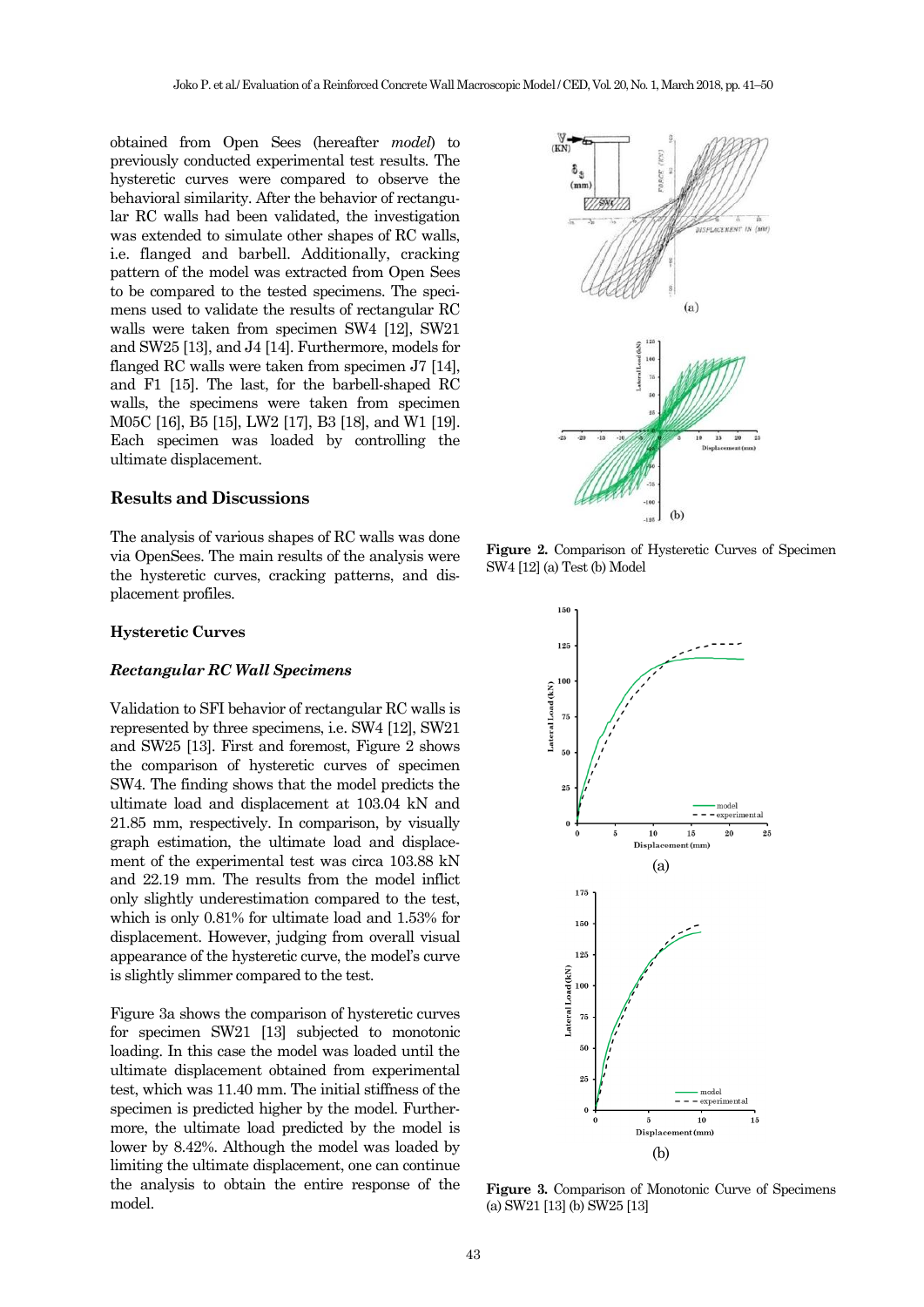obtained from Open Sees (hereafter *model*) to previously conducted experimental test results. The hysteretic curves were compared to observe the behavioral similarity. After the behavior of rectangular RC walls had been validated, the investigation was extended to simulate other shapes of RC walls, i.e. flanged and barbell. Additionally, cracking pattern of the model was extracted from Open Sees to be compared to the tested specimens. The specimens used to validate the results of rectangular RC walls were taken from specimen SW4 [12], SW21 and SW25 [13], and J4 [14]. Furthermore, models for flanged RC walls were taken from specimen J7 [14], and F1 [15]. The last, for the barbell-shaped RC walls, the specimens were taken from specimen M05C [16], B5 [15], LW2 [17], B3 [18], and W1 [19]. Each specimen was loaded by controlling the ultimate displacement.

## Results and Discussions

The analysis of various shapes of RC walls was done via OpenSees. The main results of the analysis were the hysteretic curves, cracking patterns, and displacement profiles.

### Hysteretic Curves

#### *Rectangular RC Wall Specimens*

Validation to SFI behavior of rectangular RC walls is represented by three specimens, i.e. SW4 [12], SW21 and SW25 [13]. First and foremost, Figure 2 shows the comparison of hysteretic curves of specimen SW4. The finding shows that the model predicts the ultimate load and displacement at 103.04 kN and 21.85 mm, respectively. In comparison, by visually graph estimation, the ultimate load and displacement of the experimental test was circa 103.88 kN and 22.19 mm. The results from the model inflict only slightly underestimation compared to the test, which is only 0.81% for ultimate load and 1.53% for displacement. However, judging from overall visual appearance of the hysteretic curve, the model's curve is slightly slimmer compared to the test.

Figure 3a shows the comparison of hysteretic curves for specimen SW21 [13] subjected to monotonic loading. In this case the model was loaded until the ultimate displacement obtained from experimental test, which was 11.40 mm. The initial stiffness of the specimen is predicted higher by the model. Furthermore, the ultimate load predicted by the model is lower by 8.42%. Although the model was loaded by limiting the ultimate displacement, one can continue the analysis to obtain the entire response of the model.

V (KN)
δ (mm)
SW4
FORCE (KN)
DISPLACEMENT IN (MM)
(a)

Lateral Load (kN)
Displacement (mm)
(b)

**Figure 2.** Comparison of Hysteretic Curves of Specimen SW4 [12] (a) Test (b) Model

Lateral Load (kN)
Displacement (mm)
model
experimental
(a)

Lateral Load (kN)
Displacement (mm)
model
experimental
(b)

**Figure 3.** Comparison of Monotonic Curve of Specimens (a) SW21 [13] (b) SW25 [13]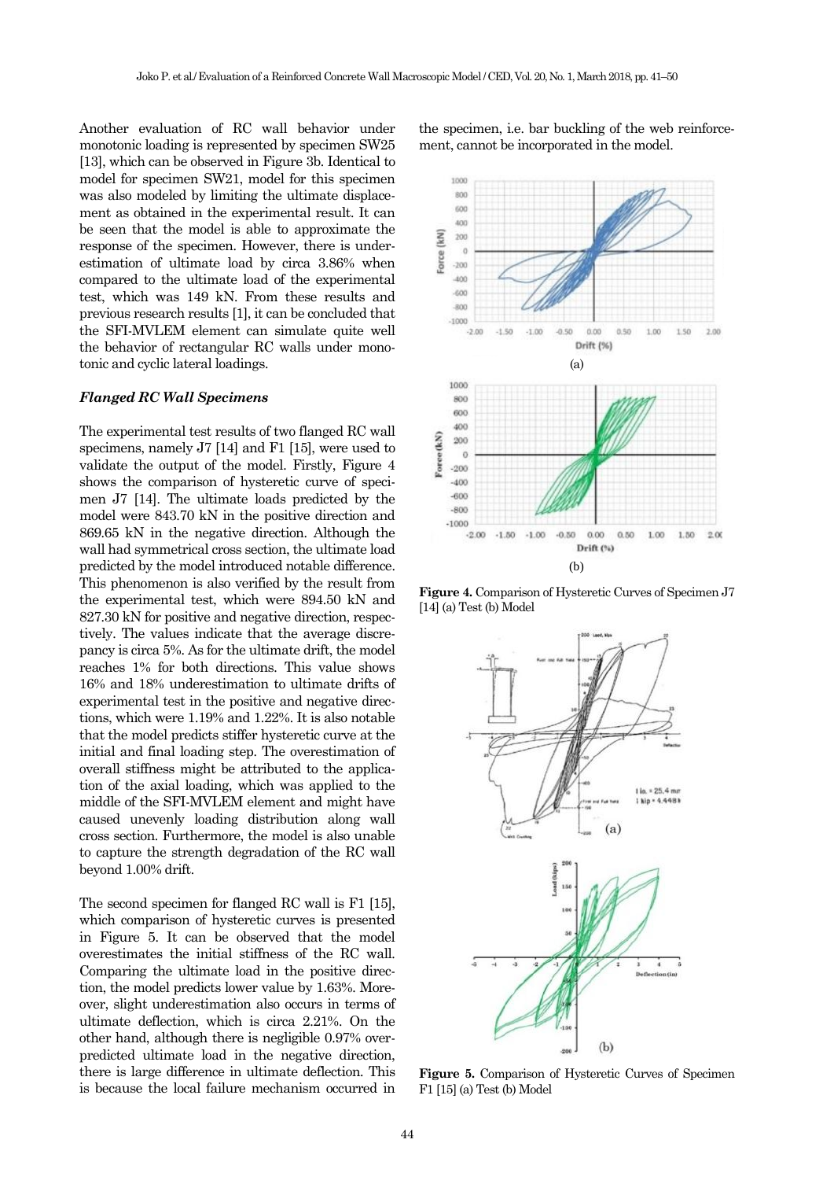Another evaluation of RC wall behavior under monotonic loading is represented by specimen SW25 [13], which can be observed in Figure 3b. Identical to model for specimen SW21, model for this specimen was also modeled by limiting the ultimate displacement as obtained in the experimental result. It can be seen that the model is able to approximate the response of the specimen. However, there is underestimation of ultimate load by circa 3.86% when compared to the ultimate load of the experimental test, which was 149 kN. From these results and previous research results [1], it can be concluded that the SFI-MVLEM element can simulate quite well the behavior of rectangular RC walls under monotonic and cyclic lateral loadings.

### *Flanged RC Wall Specimens*

The experimental test results of two flanged RC wall specimens, namely J7 [14] and F1 [15], were used to validate the output of the model. Firstly, Figure 4 shows the comparison of hysteretic curve of specimen J7 [14]. The ultimate loads predicted by the model were 843.70 kN in the positive direction and 869.65 kN in the negative direction. Although the wall had symmetrical cross section, the ultimate load predicted by the model introduced notable difference. This phenomenon is also verified by the result from the experimental test, which were 894.50 kN and 827.30 kN for positive and negative direction, respectively. The values indicate that the average discrepancy is circa 5%. As for the ultimate drift, the model reaches 1% for both directions. This value shows 16% and 18% underestimation to ultimate drifts of experimental test in the positive and negative directions, which were 1.19% and 1.22%. It is also notable that the model predicts stiffer hysteretic curve at the initial and final loading step. The overestimation of overall stiffness might be attributed to the application of the axial loading, which was applied to the middle of the SFI-MVLEM element and might have caused unevenly loading distribution along wall cross section. Furthermore, the model is also unable to capture the strength degradation of the RC wall beyond 1.00% drift.

The second specimen for flanged RC wall is F1 [15], which comparison of hysteretic curves is presented in Figure 5. It can be observed that the model overestimates the initial stiffness of the RC wall. Comparing the ultimate load in the positive direction, the model predicts lower value by 1.63%. Moreover, slight underestimation also occurs in terms of ultimate deflection, which is circa 2.21%. On the other hand, although there is negligible 0.97% overpredicted ultimate load in the negative direction, there is large difference in ultimate deflection. This is because the local failure mechanism occurred in the specimen, i.e. bar buckling of the web reinforcement, cannot be incorporated in the model.

Force (kN)
Drift (%)
(a)

Force (kN)
Drift (%)
(b)

**Figure 4.** Comparison of Hysteretic Curves of Specimen J7 [14] (a) Test (b) Model

Load, kips
Deflection
1 in. = 25.4 mm
1 kip = 4.448 k
(a)

Load (kips)
Deflection (in)
(b)

**Figure 5.** Comparison of Hysteretic Curves of Specimen F1 [15] (a) Test (b) Model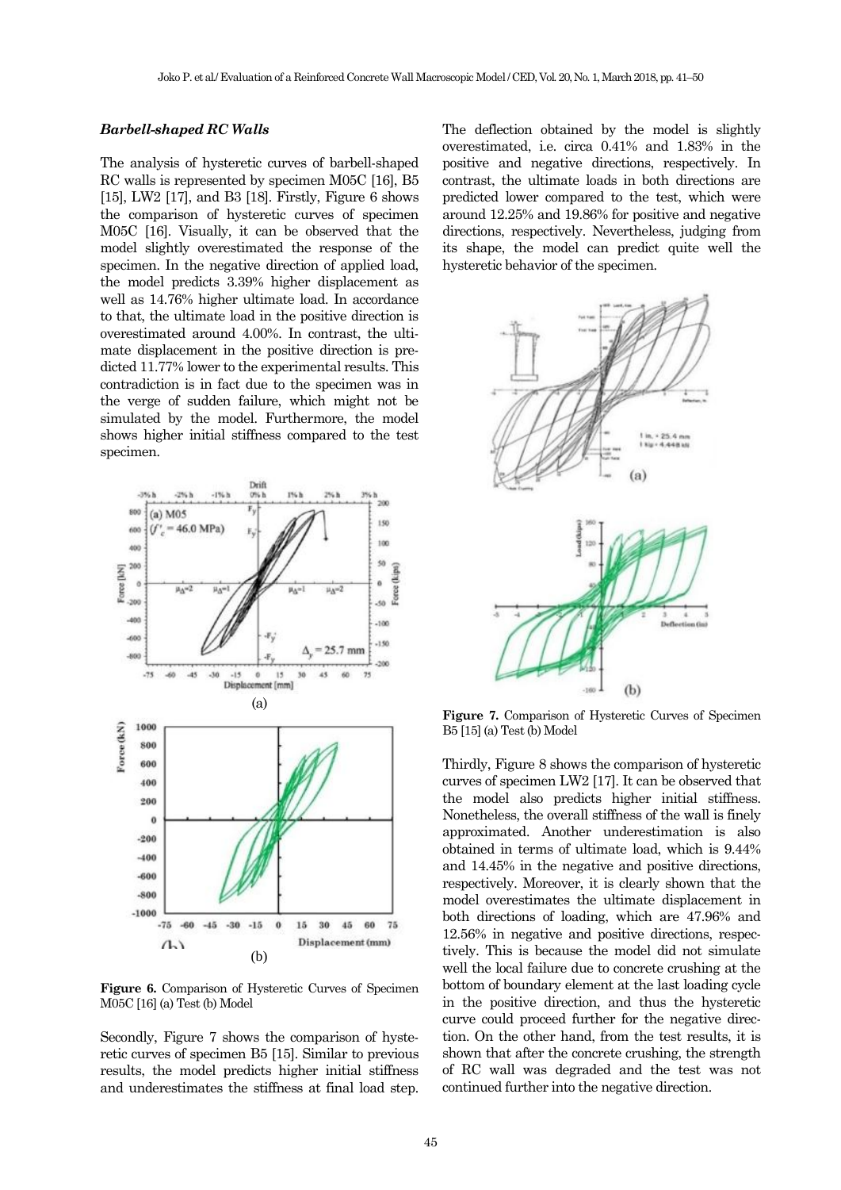### *Barbell-shaped RC Walls*

The analysis of hysteretic curves of barbell-shaped RC walls is represented by specimen M05C [16], B5 [15], LW2 [17], and B3 [18]. Firstly, Figure 6 shows the comparison of hysteretic curves of specimen M05C [16]. Visually, it can be observed that the model slightly overestimated the response of the specimen. In the negative direction of applied load, the model predicts 3.39% higher displacement as well as 14.76% higher ultimate load. In accordance to that, the ultimate load in the positive direction is overestimated around 4.00%. In contrast, the ultimate displacement in the positive direction is predicted 11.77% lower to the experimental results. This contradiction is in fact due to the specimen was in the verge of sudden failure, which might not be simulated by the model. Furthermore, the model shows higher initial stiffness compared to the test specimen.

**Figure 6.** Comparison of Hysteretic Curves of Specimen M05C [16] (a) Test (b) Model

Secondly, Figure 7 shows the comparison of hysteretic curves of specimen B5 [15]. Similar to previous results, the model predicts higher initial stiffness and underestimates the stiffness at final load step. The deflection obtained by the model is slightly overestimated, i.e. circa 0.41% and 1.83% in the positive and negative directions, respectively. In contrast, the ultimate loads in both directions are predicted lower compared to the test, which were around 12.25% and 19.86% for positive and negative directions, respectively. Nevertheless, judging from its shape, the model can predict quite well the hysteretic behavior of the specimen.

**Figure 7.** Comparison of Hysteretic Curves of Specimen B5 [15] (a) Test (b) Model

Thirdly, Figure 8 shows the comparison of hysteretic curves of specimen LW2 [17]. It can be observed that the model also predicts higher initial stiffness. Nonetheless, the overall stiffness of the wall is finely approximated. Another underestimation is also obtained in terms of ultimate load, which is 9.44% and 14.45% in the negative and positive directions, respectively. Moreover, it is clearly shown that the model overestimates the ultimate displacement in both directions of loading, which are 47.96% and 12.56% in negative and positive directions, respectively. This is because the model did not simulate well the local failure due to concrete crushing at the bottom of boundary element at the last loading cycle in the positive direction, and thus the hysteretic curve could proceed further for the negative direction. On the other hand, from the test results, it is shown that after the concrete crushing, the strength of RC wall was degraded and the test was not continued further into the negative direction.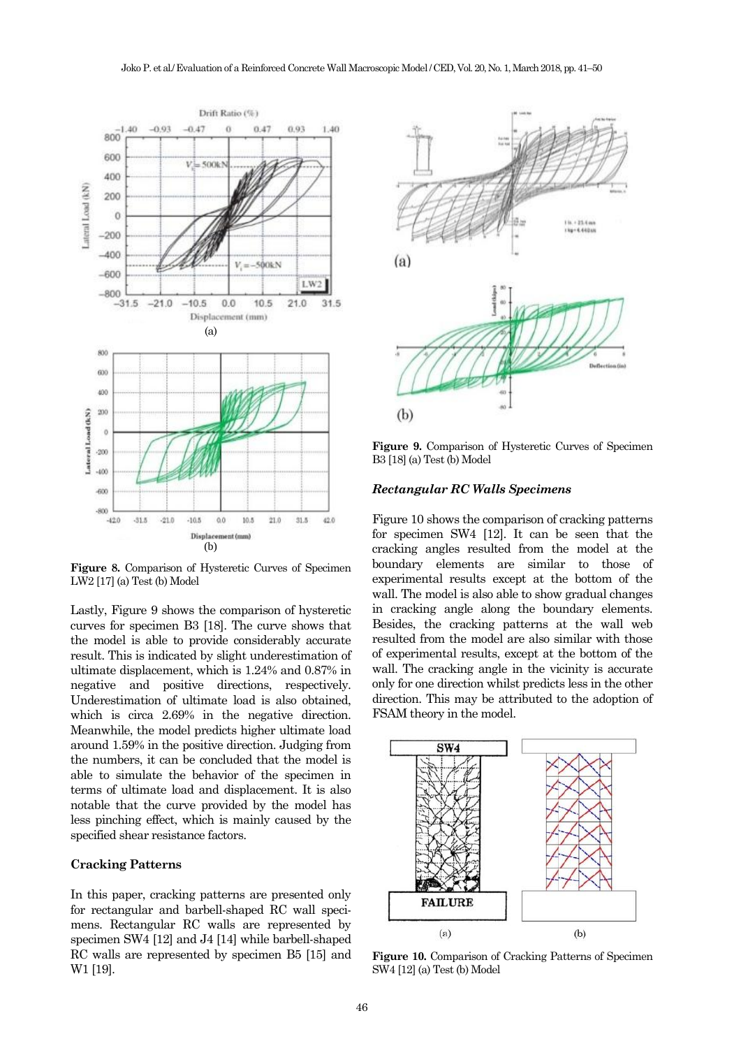Drift Ratio (%)

-1.40 -0.93 -0.47 0 0.47 0.93 1.40

Lateral Load (kN)

$V_i$ = 500kN

$V_i$ = -500kN

LW2

Displacement (mm)

(a)

Lateral Load (kN)

Displacement (mm)

(b)

**Figure 8.** Comparison of Hysteretic Curves of Specimen LW2 [17] (a) Test (b) Model

Lastly, Figure 9 shows the comparison of hysteretic curves for specimen B3 [18]. The curve shows that the model is able to provide considerably accurate result. This is indicated by slight underestimation of ultimate displacement, which is 1.24% and 0.87% in negative and positive directions, respectively. Underestimation of ultimate load is also obtained, which is circa 2.69% in the negative direction. Meanwhile, the model predicts higher ultimate load around 1.59% in the positive direction. Judging from the numbers, it can be concluded that the model is able to simulate the behavior of the specimen in terms of ultimate load and displacement. It is also notable that the curve provided by the model has less pinching effect, which is mainly caused by the specified shear resistance factors.

(a)

Load (kips)

Deflection (in)

(b)

**Figure 9.** Comparison of Hysteretic Curves of Specimen B3 [18] (a) Test (b) Model

### Cracking Patterns

In this paper, cracking patterns are presented only for rectangular and barbell-shaped RC wall specimens. Rectangular RC walls are represented by specimen SW4 [12] and J4 [14] while barbell-shaped RC walls are represented by specimen B5 [15] and W1 [19].

### *Rectangular RC Walls Specimens*

Figure 10 shows the comparison of cracking patterns for specimen SW4 [12]. It can be seen that the cracking angles resulted from the model at the boundary elements are similar to those of experimental results except at the bottom of the wall. The model is also able to show gradual changes in cracking angle along the boundary elements. Besides, the cracking patterns at the wall web resulted from the model are also similar with those of experimental results, except at the bottom of the wall. The cracking angle in the vicinity is accurate only for one direction whilst predicts less in the other direction. This may be attributed to the adoption of FSAM theory in the model.

SW4

FAILURE

(a) (b)

**Figure 10.** Comparison of Cracking Patterns of Specimen SW4 [12] (a) Test (b) Model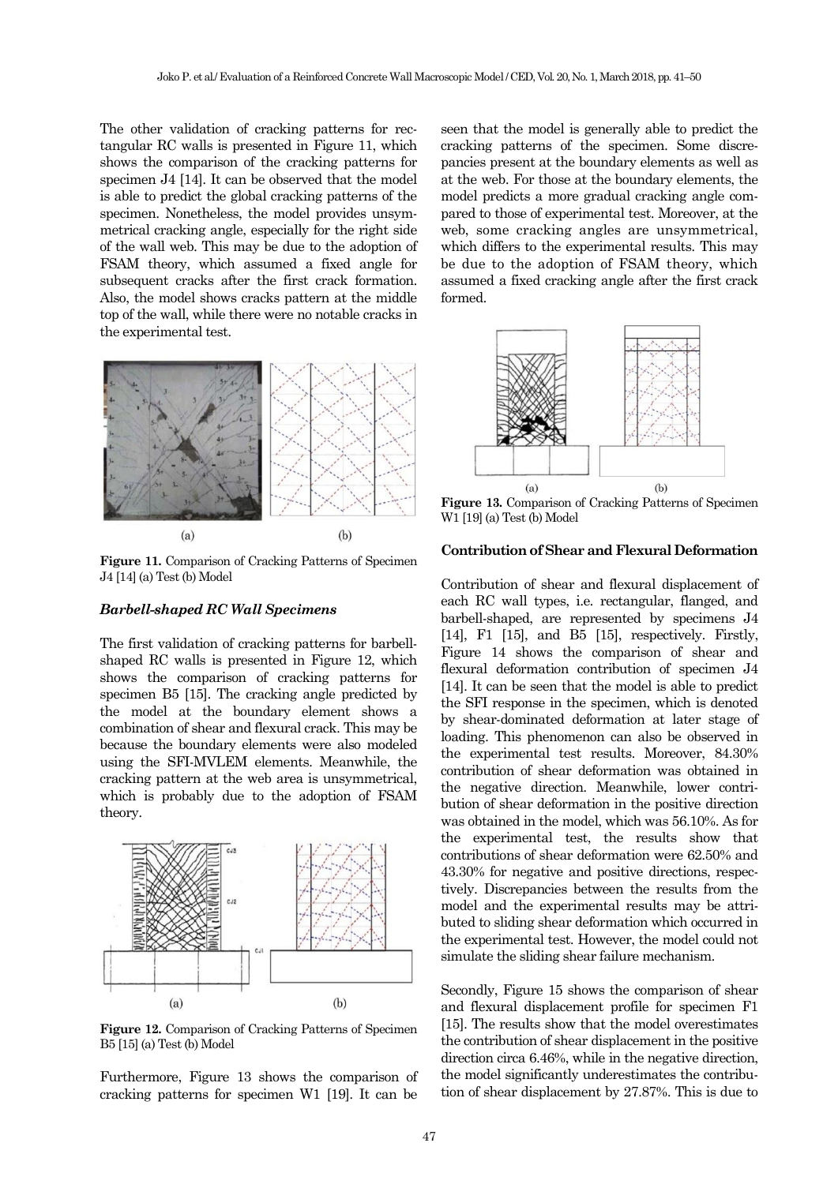The other validation of cracking patterns for rectangular RC walls is presented in Figure 11, which shows the comparison of the cracking patterns for specimen J4 [14]. It can be observed that the model is able to predict the global cracking patterns of the specimen. Nonetheless, the model provides unsymmetrical cracking angle, especially for the right side of the wall web. This may be due to the adoption of FSAM theory, which assumed a fixed angle for subsequent cracks after the first crack formation. Also, the model shows cracks pattern at the middle top of the wall, while there were no notable cracks in the experimental test.

(a) (b)

**Figure 11.** Comparison of Cracking Patterns of Specimen J4 [14] (a) Test (b) Model

### *Barbell-shaped RC Wall Specimens*

The first validation of cracking patterns for barbell-shaped RC walls is presented in Figure 12, which shows the comparison of cracking patterns for specimen B5 [15]. The cracking angle predicted by the model at the boundary element shows a combination of shear and flexural crack. This may be because the boundary elements were also modeled using the SFI-MVLEM elements. Meanwhile, the cracking pattern at the web area is unsymmetrical, which is probably due to the adoption of FSAM theory.

(a) (b)

**Figure 12.** Comparison of Cracking Patterns of Specimen B5 [15] (a) Test (b) Model

Furthermore, Figure 13 shows the comparison of cracking patterns for specimen W1 [19]. It can be seen that the model is generally able to predict the cracking patterns of the specimen. Some discrepancies present at the boundary elements as well as at the web. For those at the boundary elements, the model predicts a more gradual cracking angle compared to those of experimental test. Moreover, at the web, some cracking angles are unsymmetrical, which differs to the experimental results. This may be due to the adoption of FSAM theory, which assumed a fixed cracking angle after the first crack formed.

(a) (b)

**Figure 13.** Comparison of Cracking Patterns of Specimen W1 [19] (a) Test (b) Model

### Contribution of Shear and Flexural Deformation

Contribution of shear and flexural displacement of each RC wall types, i.e. rectangular, flanged, and barbell-shaped, are represented by specimens J4 [14], F1 [15], and B5 [15], respectively. Firstly, Figure 14 shows the comparison of shear and flexural deformation contribution of specimen J4 [14]. It can be seen that the model is able to predict the SFI response in the specimen, which is denoted by shear-dominated deformation at later stage of loading. This phenomenon can also be observed in the experimental test results. Moreover, 84.30% contribution of shear deformation was obtained in the negative direction. Meanwhile, lower contribution of shear deformation in the positive direction was obtained in the model, which was 56.10%. As for the experimental test, the results show that contributions of shear deformation were 62.50% and 43.30% for negative and positive directions, respectively. Discrepancies between the results from the model and the experimental results may be attributed to sliding shear deformation which occurred in the experimental test. However, the model could not simulate the sliding shear failure mechanism.

Secondly, Figure 15 shows the comparison of shear and flexural displacement profile for specimen F1 [15]. The results show that the model overestimates the contribution of shear displacement in the positive direction circa 6.46%, while in the negative direction, the model significantly underestimates the contribution of shear displacement by 27.87%. This is due to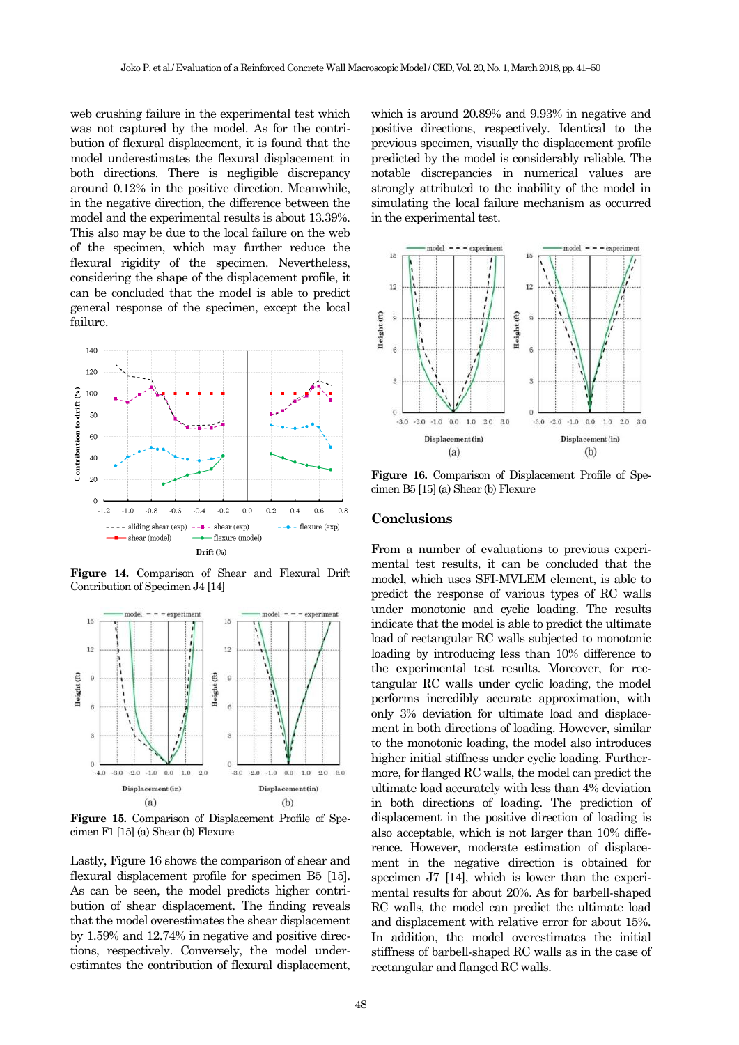web crushing failure in the experimental test which was not captured by the model. As for the contribution of flexural displacement, it is found that the model underestimates the flexural displacement in both directions. There is negligible discrepancy around 0.12% in the positive direction. Meanwhile, in the negative direction, the difference between the model and the experimental results is about 13.39%. This also may be due to the local failure on the web of the specimen, which may further reduce the flexural rigidity of the specimen. Nevertheless, considering the shape of the displacement profile, it can be concluded that the model is able to predict general response of the specimen, except the local failure.

140
120
100
80
60
40
20
0
Contribution to drift (%)
-1.2 -1.0 -0.8 -0.6 -0.4 -0.2 0.0 0.2 0.4 0.6 0.8
sliding shear (exp) shear (exp) flexure (exp)
shear (model) flexure (model)
Drift (%)

**Figure 14.** Comparison of Shear and Flexural Drift Contribution of Specimen J4 [14]

model experiment
15
12
9
6
3
0
Height (ft)
-4.0 -3.0 -2.0 -1.0 0.0 1.0 2.0
Displacement (in)
(a)

model experiment
15
12
9
6
3
0
Height (ft)
-3.0 -2.0 -1.0 0.0 1.0 2.0 3.0
Displacement (in)
(b)

**Figure 15.** Comparison of Displacement Profile of Specimen F1 [15] (a) Shear (b) Flexure

Lastly, Figure 16 shows the comparison of shear and flexural displacement profile for specimen B5 [15]. As can be seen, the model predicts higher contribution of shear displacement. The finding reveals that the model overestimates the shear displacement by 1.59% and 12.74% in negative and positive directions, respectively. Conversely, the model underestimates the contribution of flexural displacement, which is around 20.89% and 9.93% in negative and positive directions, respectively. Identical to the previous specimen, visually the displacement profile predicted by the model is considerably reliable. The notable discrepancies in numerical values are strongly attributed to the inability of the model in simulating the local failure mechanism as occurred in the experimental test.

model experiment
15
12
9
6
3
0
Height (ft)
-3.0 -2.0 -1.0 0.0 1.0 2.0 3.0
Displacement (in)
(a)

model experiment
15
12
9
6
3
0
Height (ft)
-3.0 -2.0 -1.0 0.0 1.0 2.0 3.0
Displacement (in)
(b)

**Figure 16.** Comparison of Displacement Profile of Specimen B5 [15] (a) Shear (b) Flexure

## Conclusions

From a number of evaluations to previous experimental test results, it can be concluded that the model, which uses SFI-MVLEM element, is able to predict the response of various types of RC walls under monotonic and cyclic loading. The results indicate that the model is able to predict the ultimate load of rectangular RC walls subjected to monotonic loading by introducing less than 10% difference to the experimental test results. Moreover, for rectangular RC walls under cyclic loading, the model performs incredibly accurate approximation, with only 3% deviation for ultimate load and displacement in both directions of loading. However, similar to the monotonic loading, the model also introduces higher initial stiffness under cyclic loading. Furthermore, for flanged RC walls, the model can predict the ultimate load accurately with less than 4% deviation in both directions of loading. The prediction of displacement in the positive direction of loading is also acceptable, which is not larger than 10% difference. However, moderate estimation of displacement in the negative direction is obtained for specimen J7 [14], which is lower than the experimental results for about 20%. As for barbell-shaped RC walls, the model can predict the ultimate load and displacement with relative error for about 15%. In addition, the model overestimates the initial stiffness of barbell-shaped RC walls as in the case of rectangular and flanged RC walls.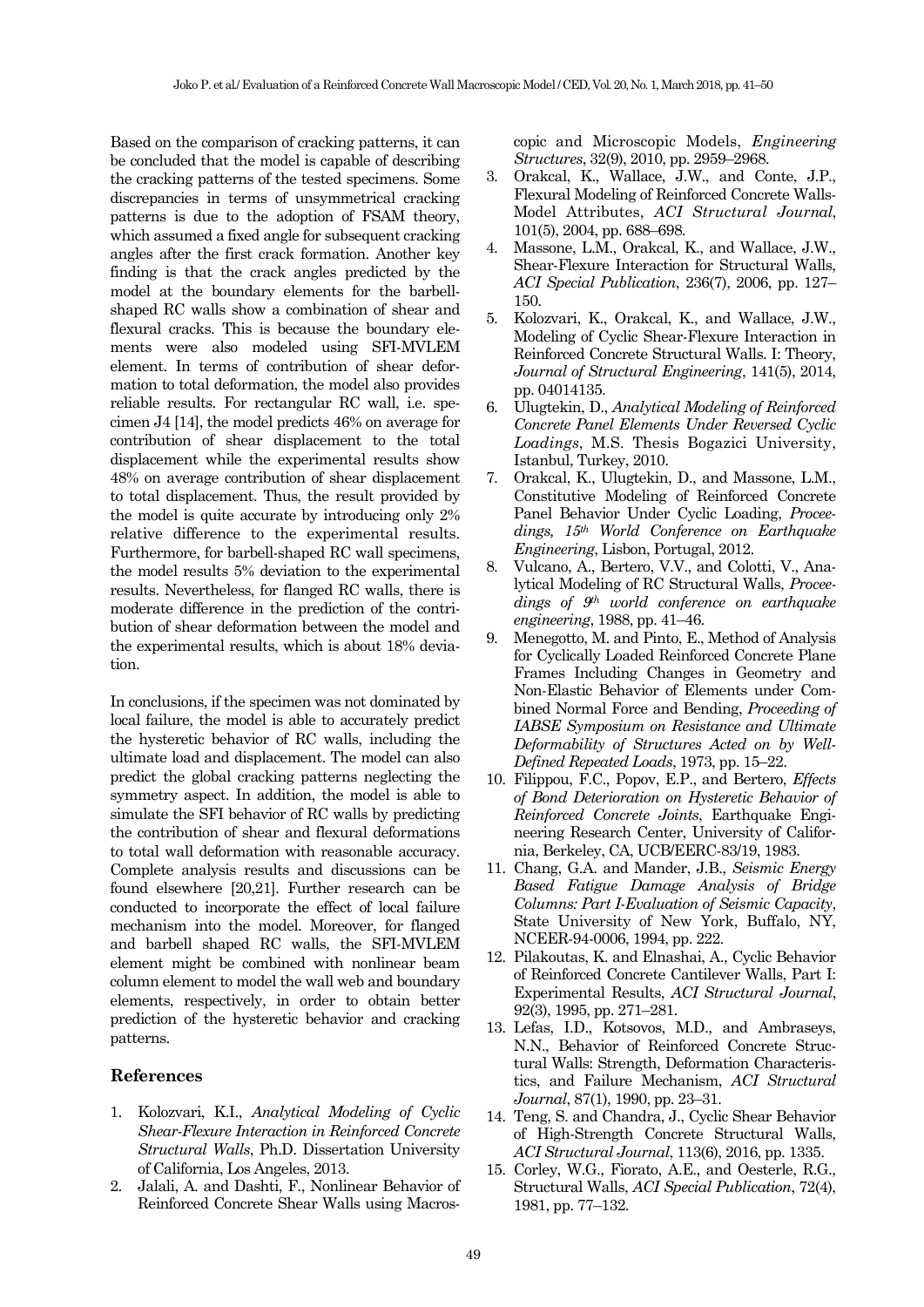Based on the comparison of cracking patterns, it can be concluded that the model is capable of describing the cracking patterns of the tested specimens. Some discrepancies in terms of unsymmetrical cracking patterns is due to the adoption of FSAM theory, which assumed a fixed angle for subsequent cracking angles after the first crack formation. Another key finding is that the crack angles predicted by the model at the boundary elements for the barbell-shaped RC walls show a combination of shear and flexural cracks. This is because the boundary elements were also modeled using SFI-MVLEM element. In terms of contribution of shear deformation to total deformation, the model also provides reliable results. For rectangular RC wall, i.e. specimen J4 [14], the model predicts 46% on average for contribution of shear displacement to the total displacement while the experimental results show 48% on average contribution of shear displacement to total displacement. Thus, the result provided by the model is quite accurate by introducing only 2% relative difference to the experimental results. Furthermore, for barbell-shaped RC wall specimens, the model results 5% deviation to the experimental results. Nevertheless, for flanged RC walls, there is moderate difference in the prediction of the contribution of shear deformation between the model and the experimental results, which is about 18% deviation.

In conclusions, if the specimen was not dominated by local failure, the model is able to accurately predict the hysteretic behavior of RC walls, including the ultimate load and displacement. The model can also predict the global cracking patterns neglecting the symmetry aspect. In addition, the model is able to simulate the SFI behavior of RC walls by predicting the contribution of shear and flexural deformations to total wall deformation with reasonable accuracy. Complete analysis results and discussions can be found elsewhere [20,21]. Further research can be conducted to incorporate the effect of local failure mechanism into the model. Moreover, for flanged and barbell shaped RC walls, the SFI-MVLEM element might be combined with nonlinear beam column element to model the wall web and boundary elements, respectively, in order to obtain better prediction of the hysteretic behavior and cracking patterns.

## References

1. Kolozvari, K.I., *Analytical Modeling of Cyclic Shear-Flexure Interaction in Reinforced Concrete Structural Walls*, Ph.D. Dissertation University of California, Los Angeles, 2013.
2. Jalali, A. and Dashti, F., Nonlinear Behavior of Reinforced Concrete Shear Walls using Macroscopic and Microscopic Models, *Engineering Structures*, 32(9), 2010, pp. 2959–2968.
3. Orakcal, K., Wallace, J.W., and Conte, J.P., Flexural Modeling of Reinforced Concrete Walls-Model Attributes, *ACI Structural Journal*, 101(5), 2004, pp. 688–698.
4. Massone, L.M., Orakcal, K., and Wallace, J.W., Shear-Flexure Interaction for Structural Walls, *ACI Special Publication*, 236(7), 2006, pp. 127–150.
5. Kolozvari, K., Orakcal, K., and Wallace, J.W., Modeling of Cyclic Shear-Flexure Interaction in Reinforced Concrete Structural Walls. I: Theory, *Journal of Structural Engineering*, 141(5), 2014, pp. 04014135.
6. Ulugtekin, D., *Analytical Modeling of Reinforced Concrete Panel Elements Under Reversed Cyclic Loadings*, M.S. Thesis Bogazici University, Istanbul, Turkey, 2010.
7. Orakcal, K., Ulugtekin, D., and Massone, L.M., Constitutive Modeling of Reinforced Concrete Panel Behavior Under Cyclic Loading, *Proceedings, 15th World Conference on Earthquake Engineering*, Lisbon, Portugal, 2012.
8. Vulcano, A., Bertero, V.V., and Colotti, V., Analytical Modeling of RC Structural Walls, *Proceedings of 9th world conference on earthquake engineering*, 1988, pp. 41–46.
9. Menegotto, M. and Pinto, E., Method of Analysis for Cyclically Loaded Reinforced Concrete Plane Frames Including Changes in Geometry and Non-Elastic Behavior of Elements under Combined Normal Force and Bending, *Proceeding of IABSE Symposium on Resistance and Ultimate Deformability of Structures Acted on by Well-Defined Repeated Loads*, 1973, pp. 15–22.
10. Filippou, F.C., Popov, E.P., and Bertero, *Effects of Bond Deterioration on Hysteretic Behavior of Reinforced Concrete Joints*, Earthquake Engineering Research Center, University of California, Berkeley, CA, UCB/EERC-83/19, 1983.
11. Chang, G.A. and Mander, J.B., *Seismic Energy Based Fatigue Damage Analysis of Bridge Columns: Part I-Evaluation of Seismic Capacity*, State University of New York, Buffalo, NY, NCEER-94-0006, 1994, pp. 222.
12. Pilakoutas, K. and Elnashai, A., Cyclic Behavior of Reinforced Concrete Cantilever Walls, Part I: Experimental Results, *ACI Structural Journal*, 92(3), 1995, pp. 271–281.
13. Lefas, I.D., Kotsovos, M.D., and Ambraseys, N.N., Behavior of Reinforced Concrete Structural Walls: Strength, Deformation Characteristics, and Failure Mechanism, *ACI Structural Journal*, 87(1), 1990, pp. 23–31.
14. Teng, S. and Chandra, J., Cyclic Shear Behavior of High-Strength Concrete Structural Walls, *ACI Structural Journal*, 113(6), 2016, pp. 1335.
15. Corley, W.G., Fiorato, A.E., and Oesterle, R.G., Structural Walls, *ACI Special Publication*, 72(4), 1981, pp. 77–132.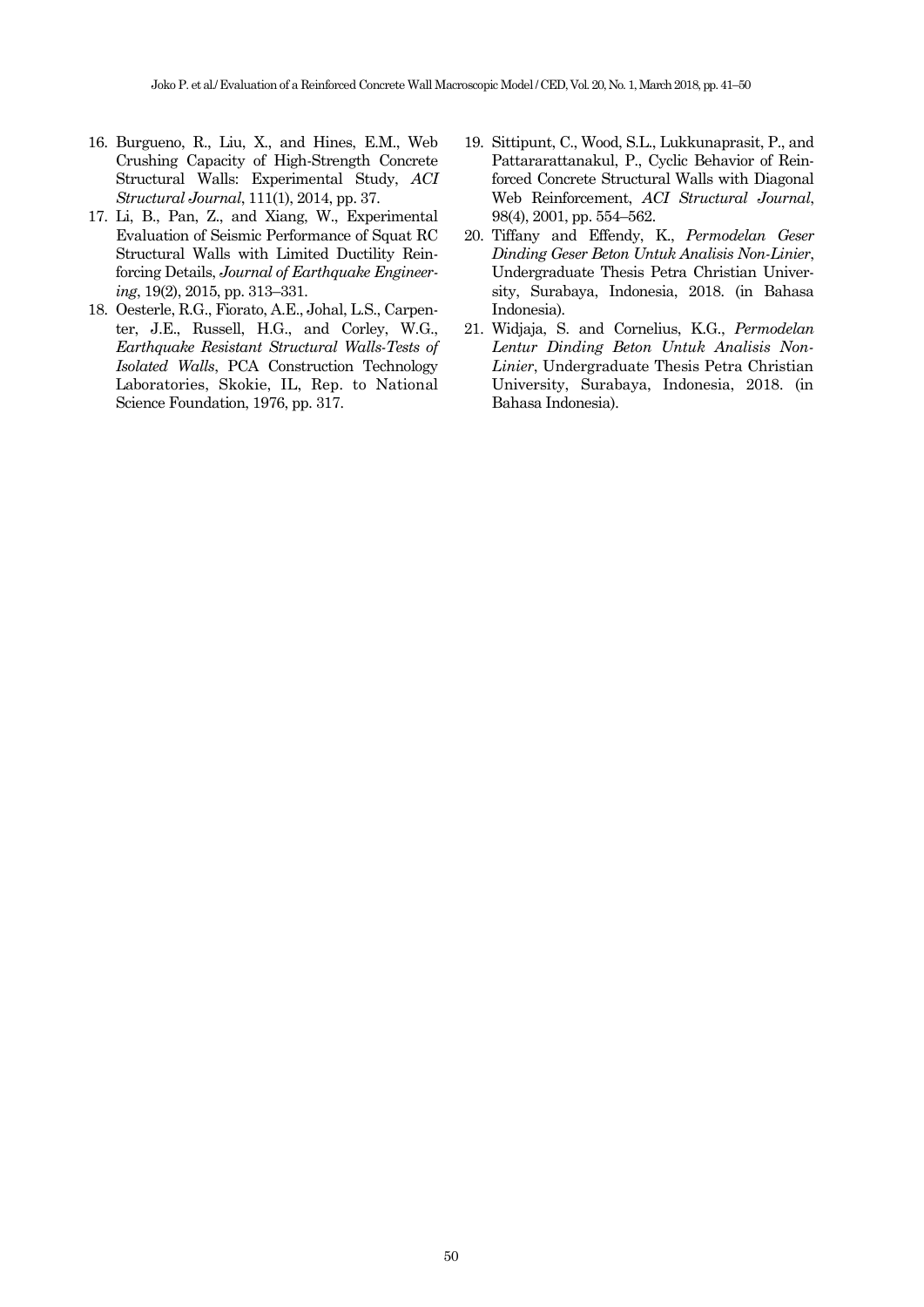16. Burgueno, R., Liu, X., and Hines, E.M., Web Crushing Capacity of High-Strength Concrete Structural Walls: Experimental Study, *ACI Structural Journal*, 111(1), 2014, pp. 37.
17. Li, B., Pan, Z., and Xiang, W., Experimental Evaluation of Seismic Performance of Squat RC Structural Walls with Limited Ductility Reinforcing Details, *Journal of Earthquake Engineering*, 19(2), 2015, pp. 313–331.
18. Oesterle, R.G., Fiorato, A.E., Johal, L.S., Carpenter, J.E., Russell, H.G., and Corley, W.G., *Earthquake Resistant Structural Walls-Tests of Isolated Walls*, PCA Construction Technology Laboratories, Skokie, IL, Rep. to National Science Foundation, 1976, pp. 317.
19. Sittipunt, C., Wood, S.L., Lukkunaprasit, P., and Pattararattanakul, P., Cyclic Behavior of Reinforced Concrete Structural Walls with Diagonal Web Reinforcement, *ACI Structural Journal*, 98(4), 2001, pp. 554–562.
20. Tiffany and Effendy, K., *Permodelan Geser Dinding Geser Beton Untuk Analisis Non-Linier*, Undergraduate Thesis Petra Christian University, Surabaya, Indonesia, 2018. (in Bahasa Indonesia).
21. Widjaja, S. and Cornelius, K.G., *Permodelan Lentur Dinding Beton Untuk Analisis Non-Linier*, Undergraduate Thesis Petra Christian University, Surabaya, Indonesia, 2018. (in Bahasa Indonesia).